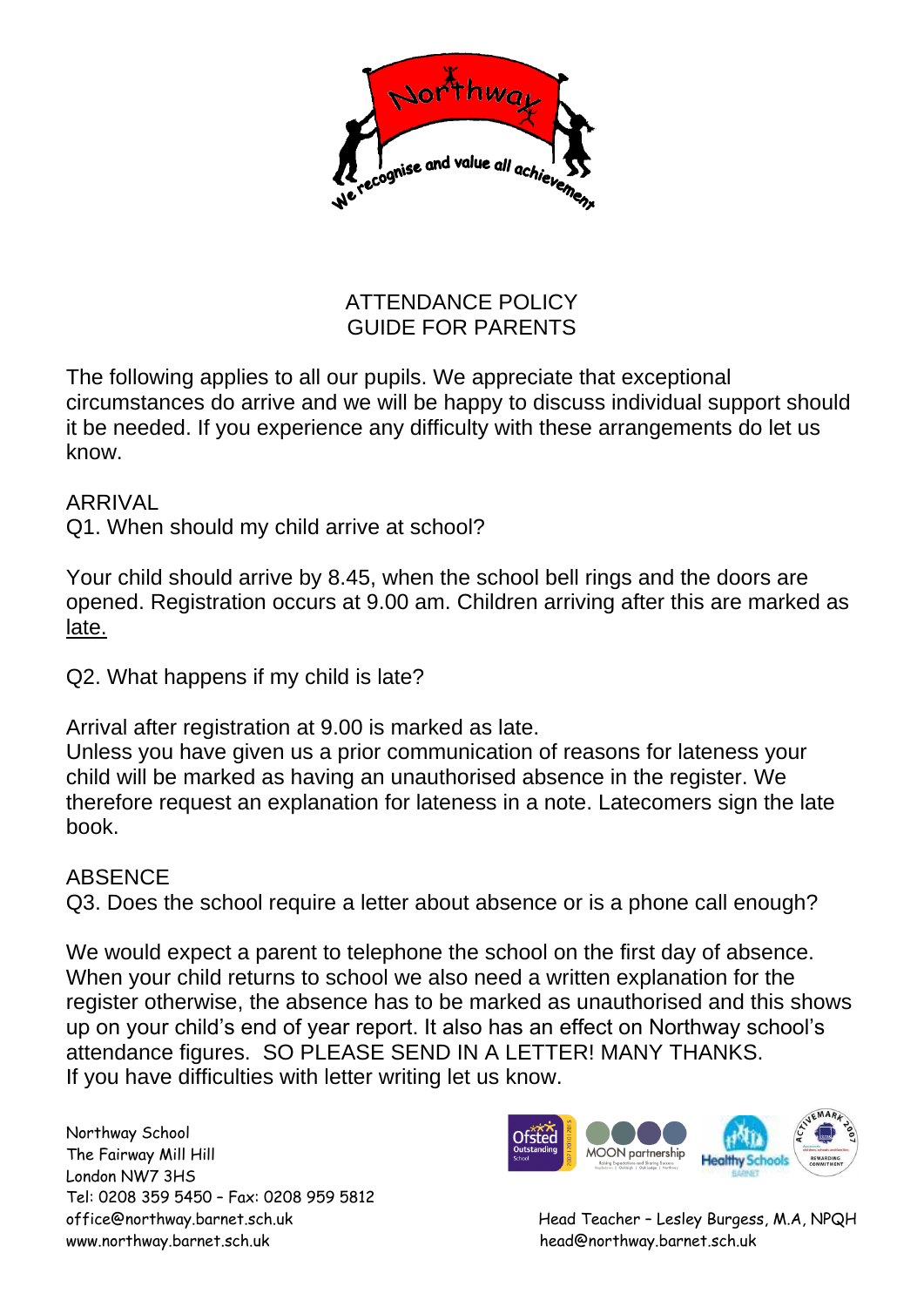# ATTENDANCE POLICY
## GUIDE FOR PARENTS

The following applies to all our pupils. We appreciate that exceptional circumstances do arrive and we will be happy to discuss individual support should it be needed. If you experience any difficulty with these arrangements do let us know.

### ARRIVAL

Q1. When should my child arrive at school?

Your child should arrive by 8.45, when the school bell rings and the doors are opened. Registration occurs at 9.00 am. Children arriving after this are marked as <u>late.</u>

Q2. What happens if my child is late?

Arrival after registration at 9.00 is marked as late.
Unless you have given us a prior communication of reasons for lateness your child will be marked as having an unauthorised absence in the register. We therefore request an explanation for lateness in a note. Latecomers sign the late book.

### ABSENCE

Q3. Does the school require a letter about absence or is a phone call enough?

We would expect a parent to telephone the school on the first day of absence. When your child returns to school we also need a written explanation for the register otherwise, the absence has to be marked as unauthorised and this shows up on your child's end of year report. It also has an effect on Northway school's attendance figures. SO PLEASE SEND IN A LETTER! MANY THANKS.
If you have difficulties with letter writing let us know.

Northway School
The Fairway Mill Hill
London NW7 3HS
Tel: 0208 359 5450 – Fax: 0208 959 5812
office@northway.barnet.sch.uk
www.northway.barnet.sch.uk

Head Teacher – Lesley Burgess, M.A, NPQH
head@northway.barnet.sch.uk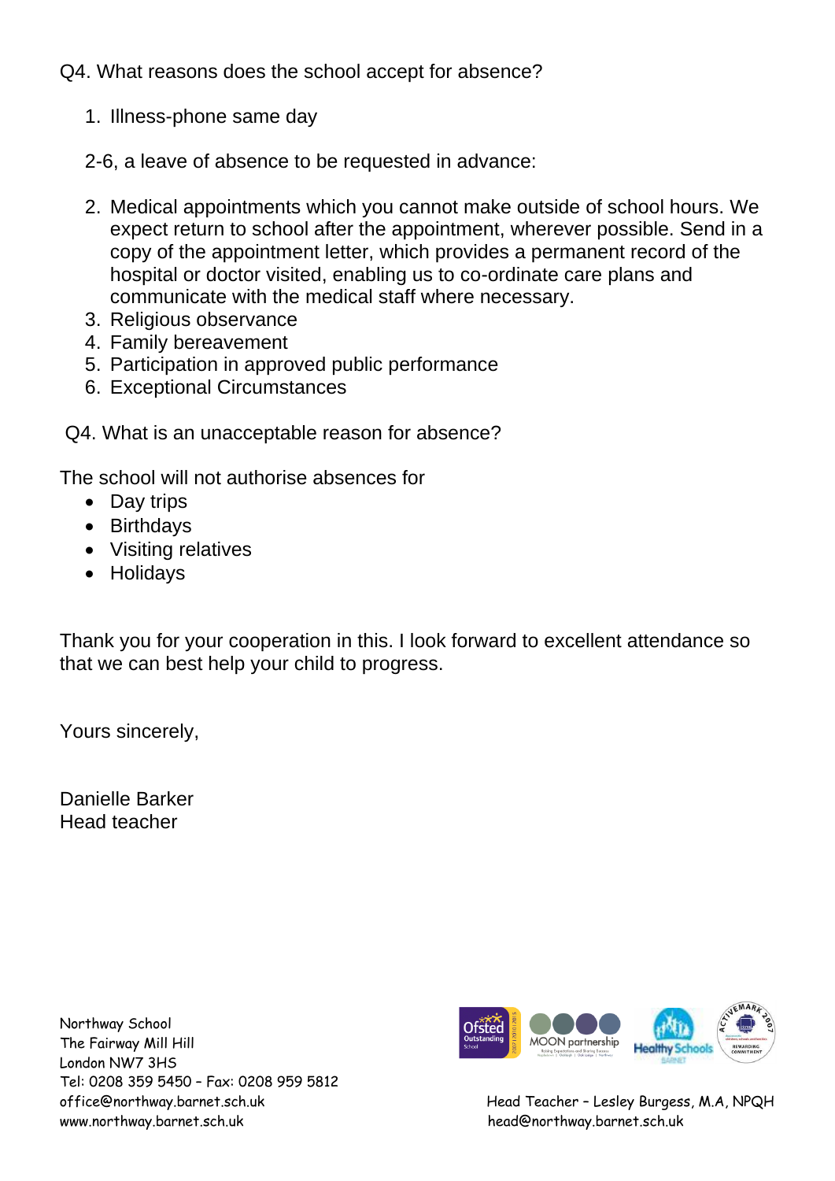Q4. What reasons does the school accept for absence?

1. Illness-phone same day

2-6, a leave of absence to be requested in advance:

2. Medical appointments which you cannot make outside of school hours. We expect return to school after the appointment, wherever possible. Send in a copy of the appointment letter, which provides a permanent record of the hospital or doctor visited, enabling us to co-ordinate care plans and communicate with the medical staff where necessary.
3. Religious observance
4. Family bereavement
5. Participation in approved public performance
6. Exceptional Circumstances

Q4. What is an unacceptable reason for absence?

The school will not authorise absences for

- Day trips
- Birthdays
- Visiting relatives
- Holidays

Thank you for your cooperation in this. I look forward to excellent attendance so that we can best help your child to progress.

Yours sincerely,

Danielle Barker
Head teacher

Northway School
The Fairway Mill Hill
London NW7 3HS
Tel: 0208 359 5450 – Fax: 0208 959 5812
office@northway.barnet.sch.uk
www.northway.barnet.sch.uk

Head Teacher – Lesley Burgess, M.A, NPQH
head@northway.barnet.sch.uk